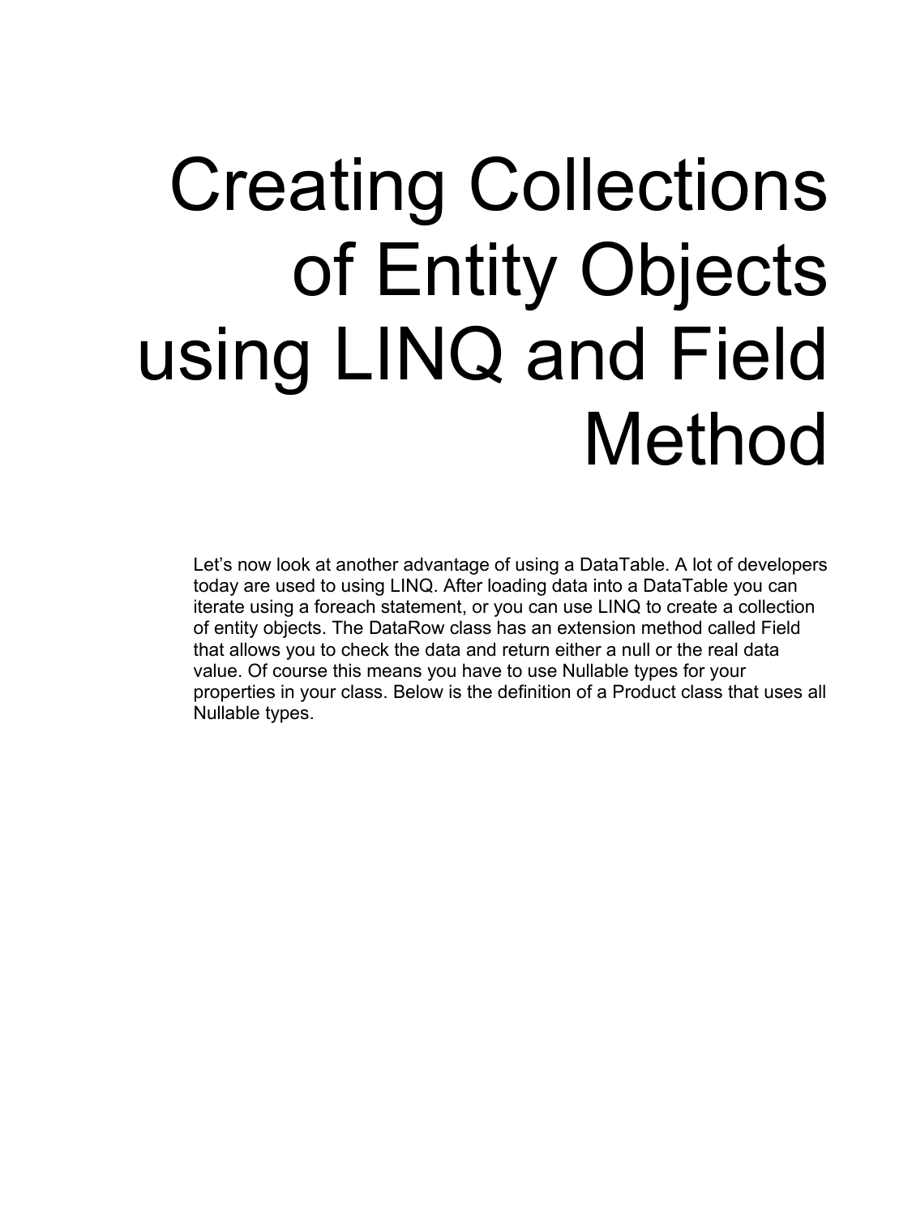# Creating Collections of Entity Objects using LINQ and Field Method

Let's now look at another advantage of using a DataTable. A lot of developers today are used to using LINQ. After loading data into a DataTable you can iterate using a foreach statement, or you can use LINQ to create a collection of entity objects. The DataRow class has an extension method called Field that allows you to check the data and return either a null or the real data value. Of course this means you have to use Nullable types for your properties in your class. Below is the definition of a Product class that uses all Nullable types.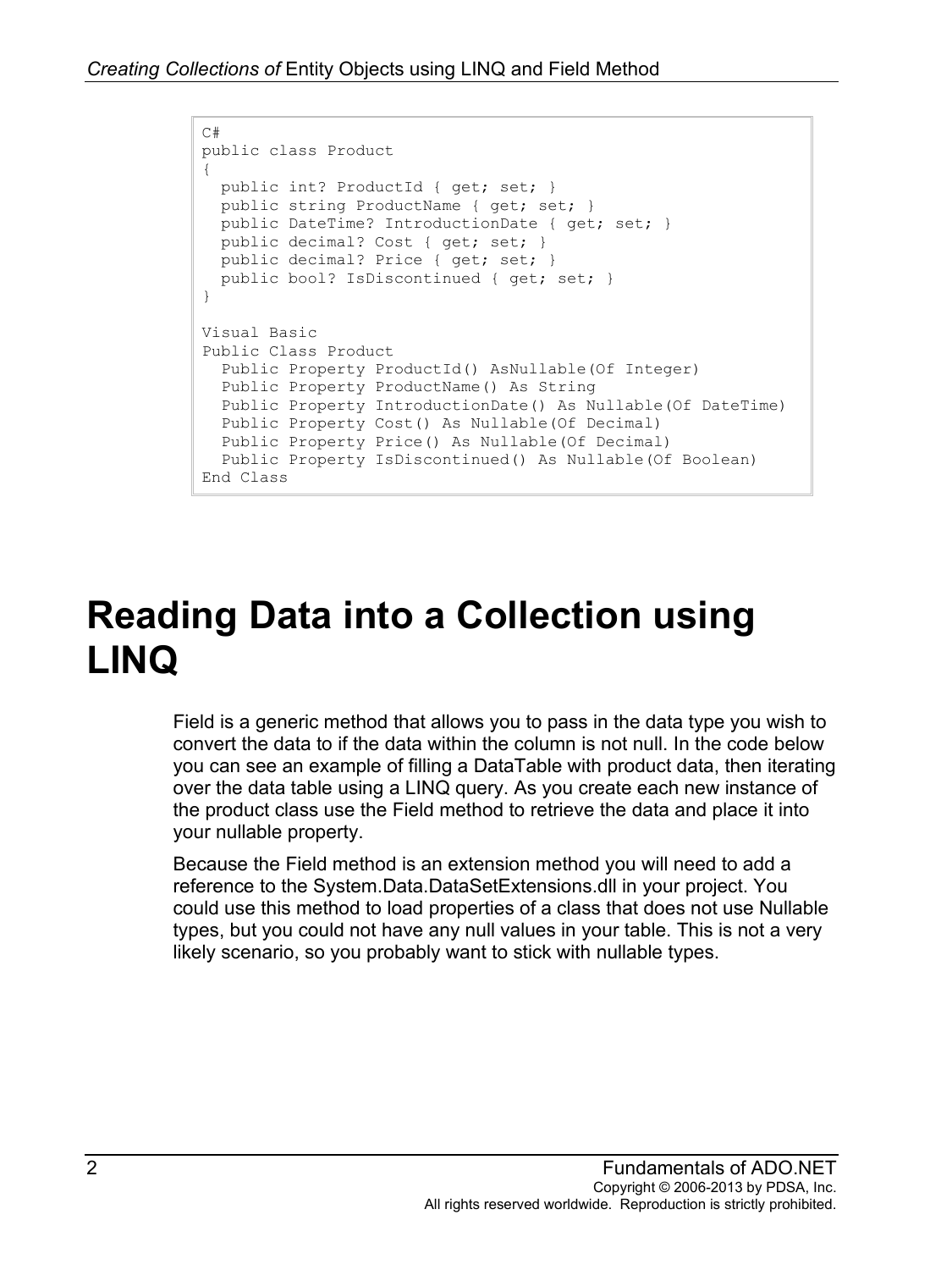```
C#
public class Product
{
  public int? ProductId { get; set; }
  public string ProductName { get; set; }
  public DateTime? IntroductionDate { get; set; }
  public decimal? Cost { get; set; }
  public decimal? Price { get; set; }
  public bool? IsDiscontinued { get; set; }
}

Visual Basic
Public Class Product
  Public Property ProductId() AsNullable(Of Integer)
  Public Property ProductName() As String
  Public Property IntroductionDate() As Nullable(Of DateTime)
  Public Property Cost() As Nullable(Of Decimal)
  Public Property Price() As Nullable(Of Decimal)
  Public Property IsDiscontinued() As Nullable(Of Boolean)
End Class
```

# Reading Data into a Collection using LINQ

Field is a generic method that allows you to pass in the data type you wish to convert the data to if the data within the column is not null. In the code below you can see an example of filling a DataTable with product data, then iterating over the data table using a LINQ query. As you create each new instance of the product class use the Field method to retrieve the data and place it into your nullable property.

Because the Field method is an extension method you will need to add a reference to the System.Data.DataSetExtensions.dll in your project. You could use this method to load properties of a class that does not use Nullable types, but you could not have any null values in your table. This is not a very likely scenario, so you probably want to stick with nullable types.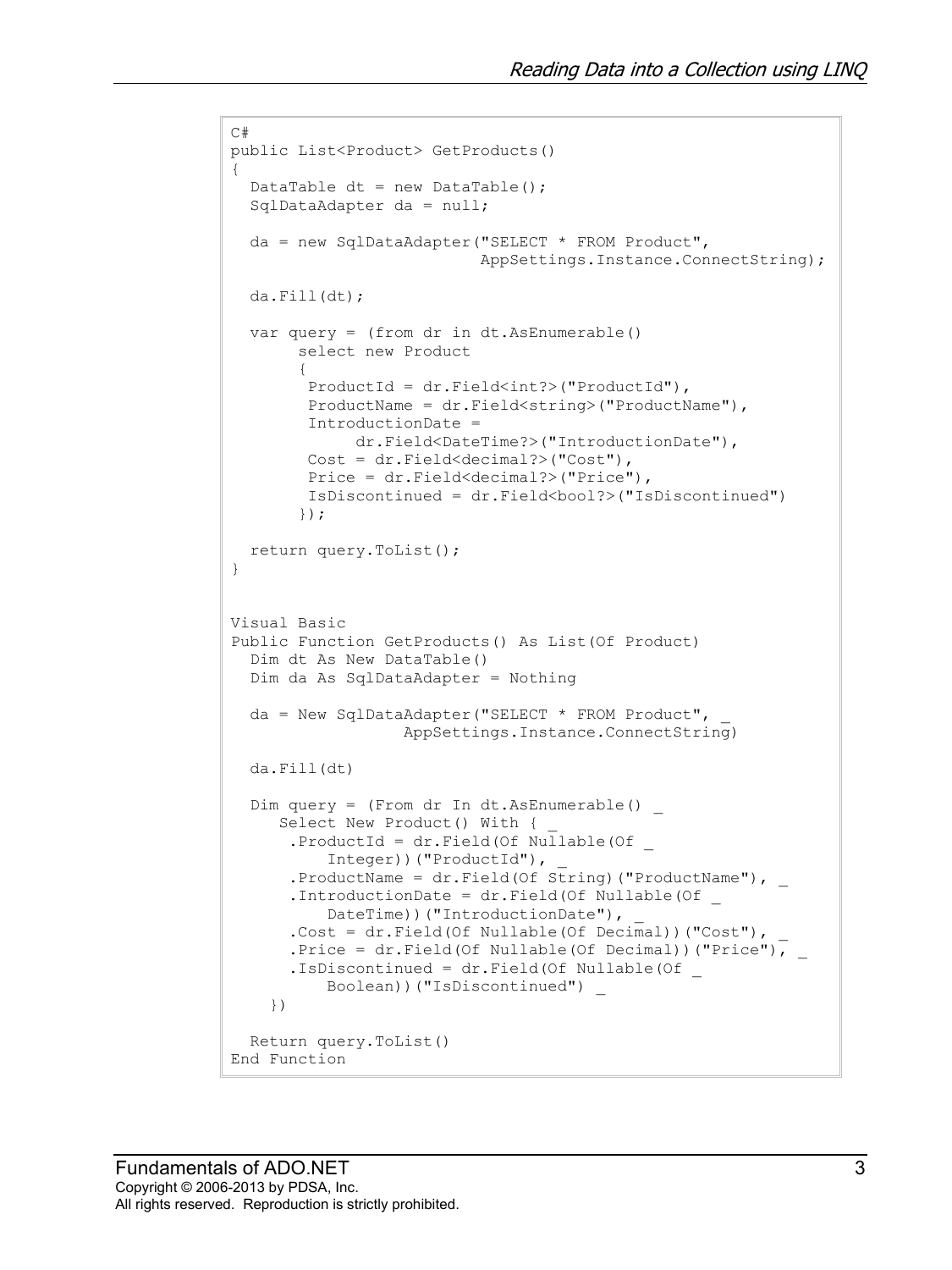```
C#
public List<Product> GetProducts()
{
  DataTable dt = new DataTable();
  SqlDataAdapter da = null;

  da = new SqlDataAdapter("SELECT * FROM Product",
                          AppSettings.Instance.ConnectString);

  da.Fill(dt);

  var query = (from dr in dt.AsEnumerable()
       select new Product
       {
        ProductId = dr.Field<int?>("ProductId"),
        ProductName = dr.Field<string>("ProductName"),
        IntroductionDate =
             dr.Field<DateTime?>("IntroductionDate"),
        Cost = dr.Field<decimal?>("Cost"),
        Price = dr.Field<decimal?>("Price"),
        IsDiscontinued = dr.Field<bool?>("IsDiscontinued")
       });

  return query.ToList();
}


Visual Basic
Public Function GetProducts() As List(Of Product)
  Dim dt As New DataTable()
  Dim da As SqlDataAdapter = Nothing

  da = New SqlDataAdapter("SELECT * FROM Product", _
                  AppSettings.Instance.ConnectString)

  da.Fill(dt)

  Dim query = (From dr In dt.AsEnumerable() _
     Select New Product() With { _
      .ProductId = dr.Field(Of Nullable(Of _
          Integer))("ProductId"), _
      .ProductName = dr.Field(Of String)("ProductName"), _
      .IntroductionDate = dr.Field(Of Nullable(Of _
          DateTime))("IntroductionDate"), _
      .Cost = dr.Field(Of Nullable(Of Decimal))("Cost"), _
      .Price = dr.Field(Of Nullable(Of Decimal))("Price"), _
      .IsDiscontinued = dr.Field(Of Nullable(Of _
          Boolean))("IsDiscontinued") _
    })

  Return query.ToList()
End Function
```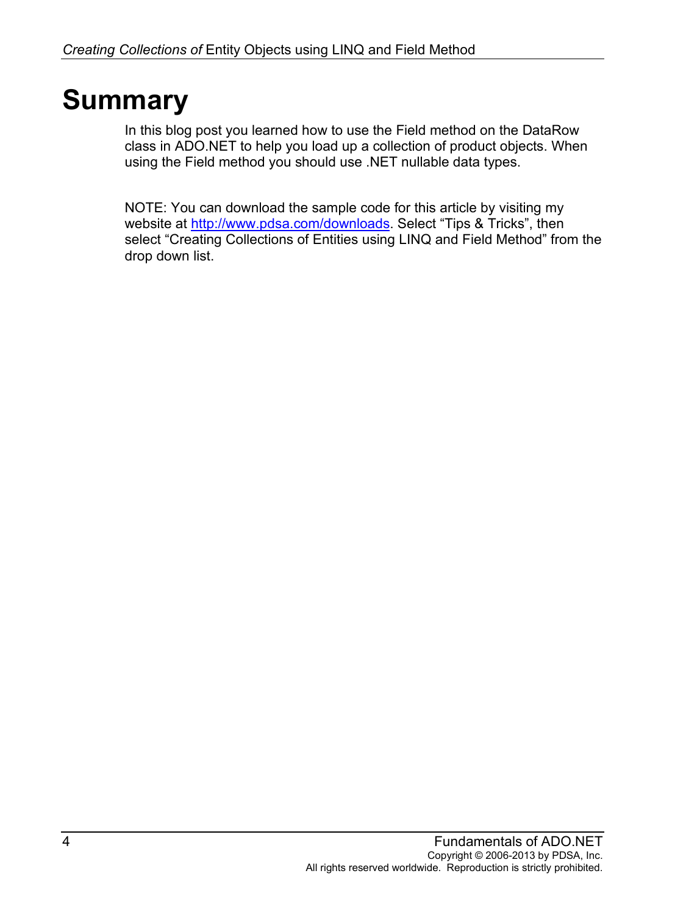# Summary

In this blog post you learned how to use the Field method on the DataRow class in ADO.NET to help you load up a collection of product objects. When using the Field method you should use .NET nullable data types.

NOTE: You can download the sample code for this article by visiting my website at [http://www.pdsa.com/downloads](http://www.pdsa.com/downloads). Select “Tips & Tricks”, then select “Creating Collections of Entities using LINQ and Field Method” from the drop down list.